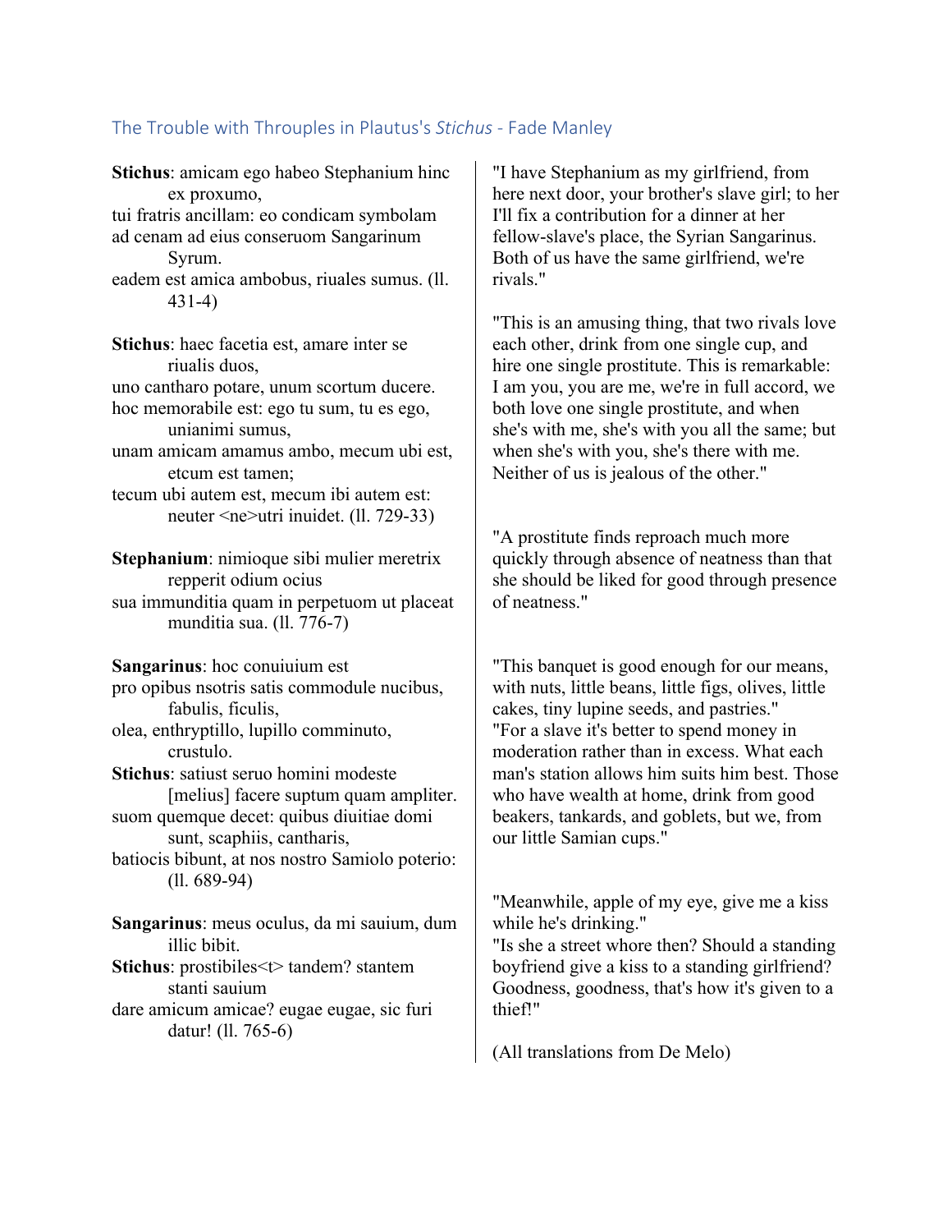## The Trouble with Throuples in Plautus's *Stichus* - Fade Manley

**Stichus**: amicam ego habeo Stephanium hinc ex proxumo,
tui fratris ancillam: eo condicam symbolam
ad cenam ad eius conseruom Sangarinum Syrum.
eadem est amica ambobus, riuales sumus. (ll. 431-4)

"I have Stephanium as my girlfriend, from here next door, your brother's slave girl; to her I'll fix a contribution for a dinner at her fellow-slave's place, the Syrian Sangarinus. Both of us have the same girlfriend, we're rivals."

**Stichus**: haec facetia est, amare inter se riualis duos,
uno cantharo potare, unum scortum ducere.
hoc memorabile est: ego tu sum, tu es ego, unianimi sumus,
unam amicam amamus ambo, mecum ubi est, etcum est tamen;
tecum ubi autem est, mecum ibi autem est: neuter <ne>utri inuidet. (ll. 729-33)

"This is an amusing thing, that two rivals love each other, drink from one single cup, and hire one single prostitute. This is remarkable: I am you, you are me, we're in full accord, we both love one single prostitute, and when she's with me, she's with you all the same; but when she's with you, she's there with me. Neither of us is jealous of the other."

**Stephanium**: nimioque sibi mulier meretrix repperit odium ocius
sua immunditia quam in perpetuom ut placeat munditia sua. (ll. 776-7)

"A prostitute finds reproach much more quickly through absence of neatness than that she should be liked for good through presence of neatness."

**Sangarinus**: hoc conuiuium est
pro opibus nsotris satis commodule nucibus, fabulis, ficulis,
olea, enthryptillo, lupillo comminuto, crustulo.
**Stichus**: satiust seruo homini modeste [melius] facere suptum quam ampliter.
suom quemque decet: quibus diuitiae domi sunt, scaphiis, cantharis,
batiocis bibunt, at nos nostro Samiolo poterio: (ll. 689-94)

"This banquet is good enough for our means, with nuts, little beans, little figs, olives, little cakes, tiny lupine seeds, and pastries."
"For a slave it's better to spend money in moderation rather than in excess. What each man's station allows him suits him best. Those who have wealth at home, drink from good beakers, tankards, and goblets, but we, from our little Samian cups."

**Sangarinus**: meus oculus, da mi sauium, dum illic bibit.
**Stichus**: prostibiles<t> tandem? stantem stanti sauium
dare amicum amicae? eugae eugae, sic furi datur! (ll. 765-6)

"Meanwhile, apple of my eye, give me a kiss while he's drinking."
"Is she a street whore then? Should a standing boyfriend give a kiss to a standing girlfriend? Goodness, goodness, that's how it's given to a thief!"

(All translations from De Melo)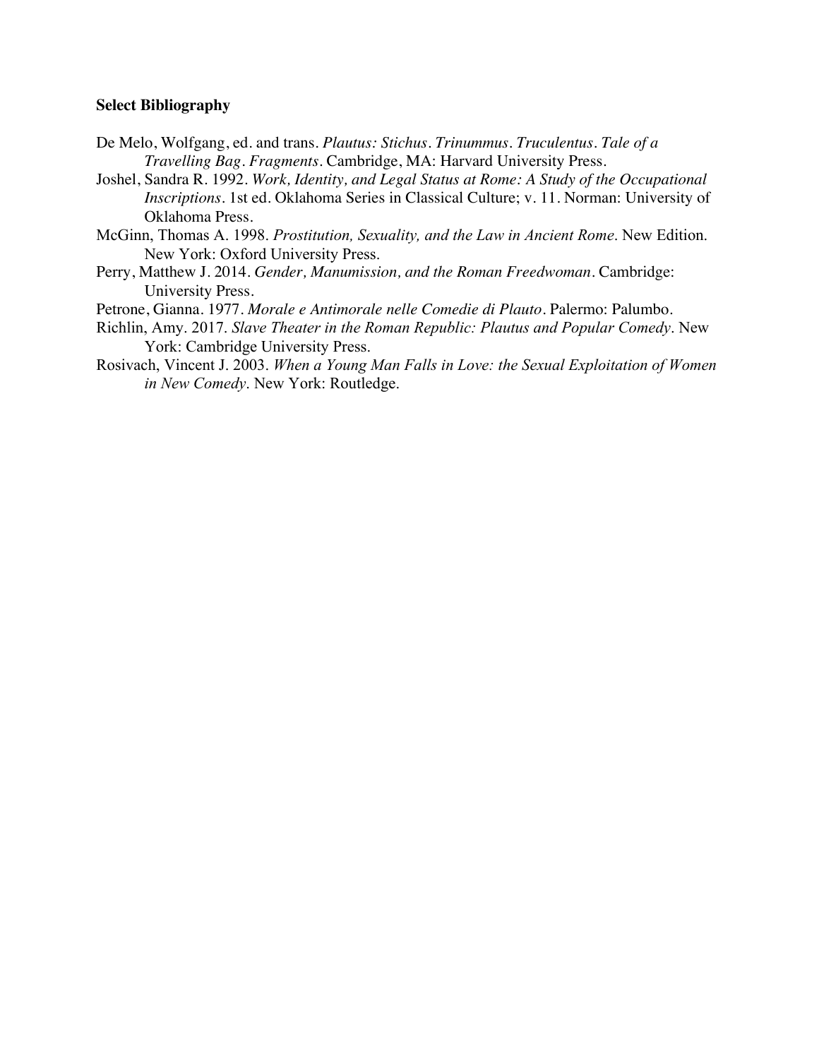**Select Bibliography**

De Melo, Wolfgang, ed. and trans. *Plautus: Stichus. Trinummus. Truculentus. Tale of a Travelling Bag. Fragments*. Cambridge, MA: Harvard University Press.

Joshel, Sandra R. 1992. *Work, Identity, and Legal Status at Rome: A Study of the Occupational Inscriptions*. 1st ed. Oklahoma Series in Classical Culture; v. 11. Norman: University of Oklahoma Press.

McGinn, Thomas A. 1998. *Prostitution, Sexuality, and the Law in Ancient Rome*. New Edition. New York: Oxford University Press.

Perry, Matthew J. 2014. *Gender, Manumission, and the Roman Freedwoman*. Cambridge: University Press.

Petrone, Gianna. 1977. *Morale e Antimorale nelle Comedie di Plauto*. Palermo: Palumbo.

Richlin, Amy. 2017. *Slave Theater in the Roman Republic: Plautus and Popular Comedy*. New York: Cambridge University Press.

Rosivach, Vincent J. 2003. *When a Young Man Falls in Love: the Sexual Exploitation of Women in New Comedy*. New York: Routledge.